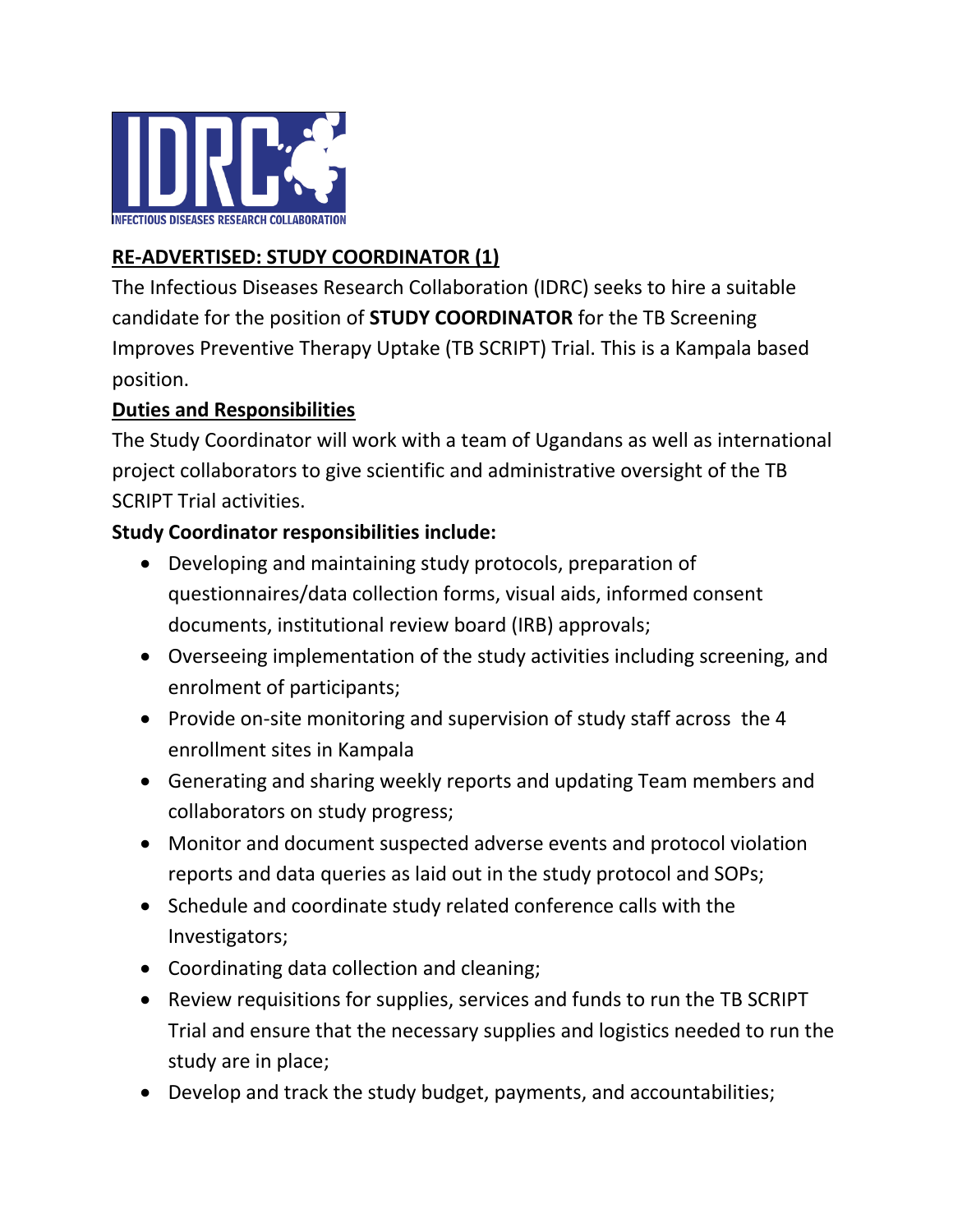IDRC

INFECTIOUS DISEASES RESEARCH COLLABORATION

## RE-ADVERTISED: STUDY COORDINATOR (1)

The Infectious Diseases Research Collaboration (IDRC) seeks to hire a suitable candidate for the position of **STUDY COORDINATOR** for the TB Screening Improves Preventive Therapy Uptake (TB SCRIPT) Trial. This is a Kampala based position.

### Duties and Responsibilities

The Study Coordinator will work with a team of Ugandans as well as international project collaborators to give scientific and administrative oversight of the TB SCRIPT Trial activities.

**Study Coordinator responsibilities include:**

- Developing and maintaining study protocols, preparation of questionnaires/data collection forms, visual aids, informed consent documents, institutional review board (IRB) approvals;
- Overseeing implementation of the study activities including screening, and enrolment of participants;
- Provide on-site monitoring and supervision of study staff across the 4 enrollment sites in Kampala
- Generating and sharing weekly reports and updating Team members and collaborators on study progress;
- Monitor and document suspected adverse events and protocol violation reports and data queries as laid out in the study protocol and SOPs;
- Schedule and coordinate study related conference calls with the Investigators;
- Coordinating data collection and cleaning;
- Review requisitions for supplies, services and funds to run the TB SCRIPT Trial and ensure that the necessary supplies and logistics needed to run the study are in place;
- Develop and track the study budget, payments, and accountabilities;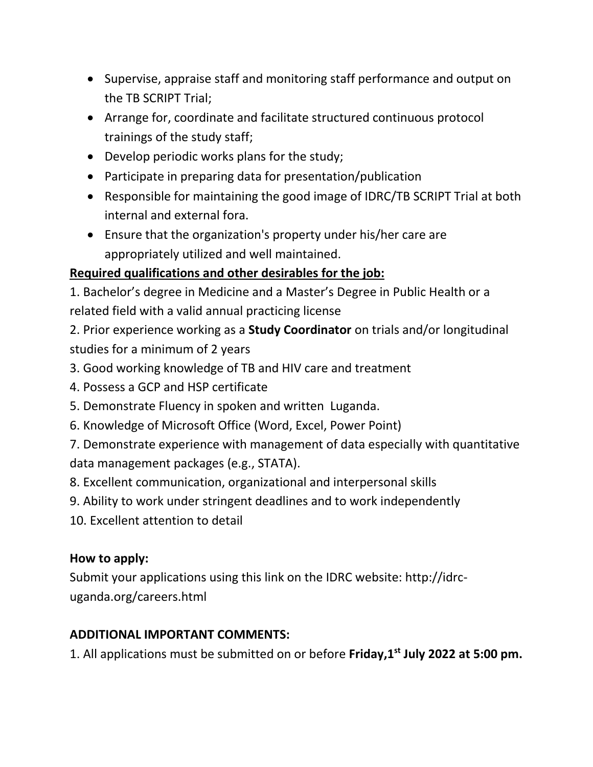- Supervise, appraise staff and monitoring staff performance and output on the TB SCRIPT Trial;
- Arrange for, coordinate and facilitate structured continuous protocol trainings of the study staff;
- Develop periodic works plans for the study;
- Participate in preparing data for presentation/publication
- Responsible for maintaining the good image of IDRC/TB SCRIPT Trial at both internal and external fora.
- Ensure that the organization's property under his/her care are appropriately utilized and well maintained.

**Required qualifications and other desirables for the job:**

1. Bachelor's degree in Medicine and a Master's Degree in Public Health or a related field with a valid annual practicing license
2. Prior experience working as a **Study Coordinator** on trials and/or longitudinal studies for a minimum of 2 years
3. Good working knowledge of TB and HIV care and treatment
4. Possess a GCP and HSP certificate
5. Demonstrate Fluency in spoken and written Luganda.
6. Knowledge of Microsoft Office (Word, Excel, Power Point)
7. Demonstrate experience with management of data especially with quantitative data management packages (e.g., STATA).
8. Excellent communication, organizational and interpersonal skills
9. Ability to work under stringent deadlines and to work independently
10. Excellent attention to detail

**How to apply:**

Submit your applications using this link on the IDRC website: http://idrc-uganda.org/careers.html

**ADDITIONAL IMPORTANT COMMENTS:**

1. All applications must be submitted on or before **Friday,1st July 2022 at 5:00 pm.**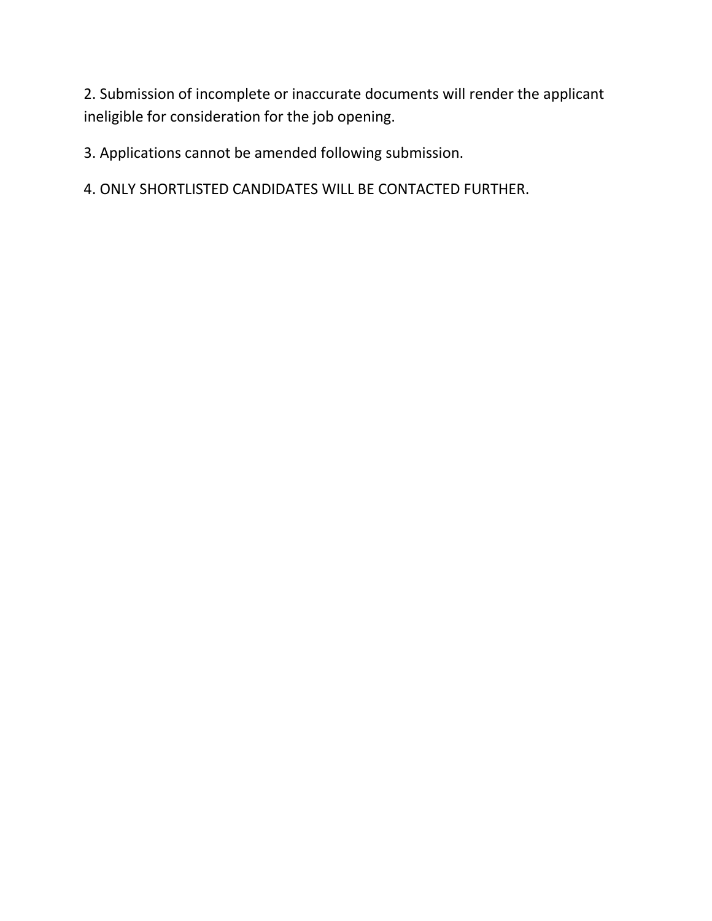2. Submission of incomplete or inaccurate documents will render the applicant ineligible for consideration for the job opening.

3. Applications cannot be amended following submission.

4. ONLY SHORTLISTED CANDIDATES WILL BE CONTACTED FURTHER.